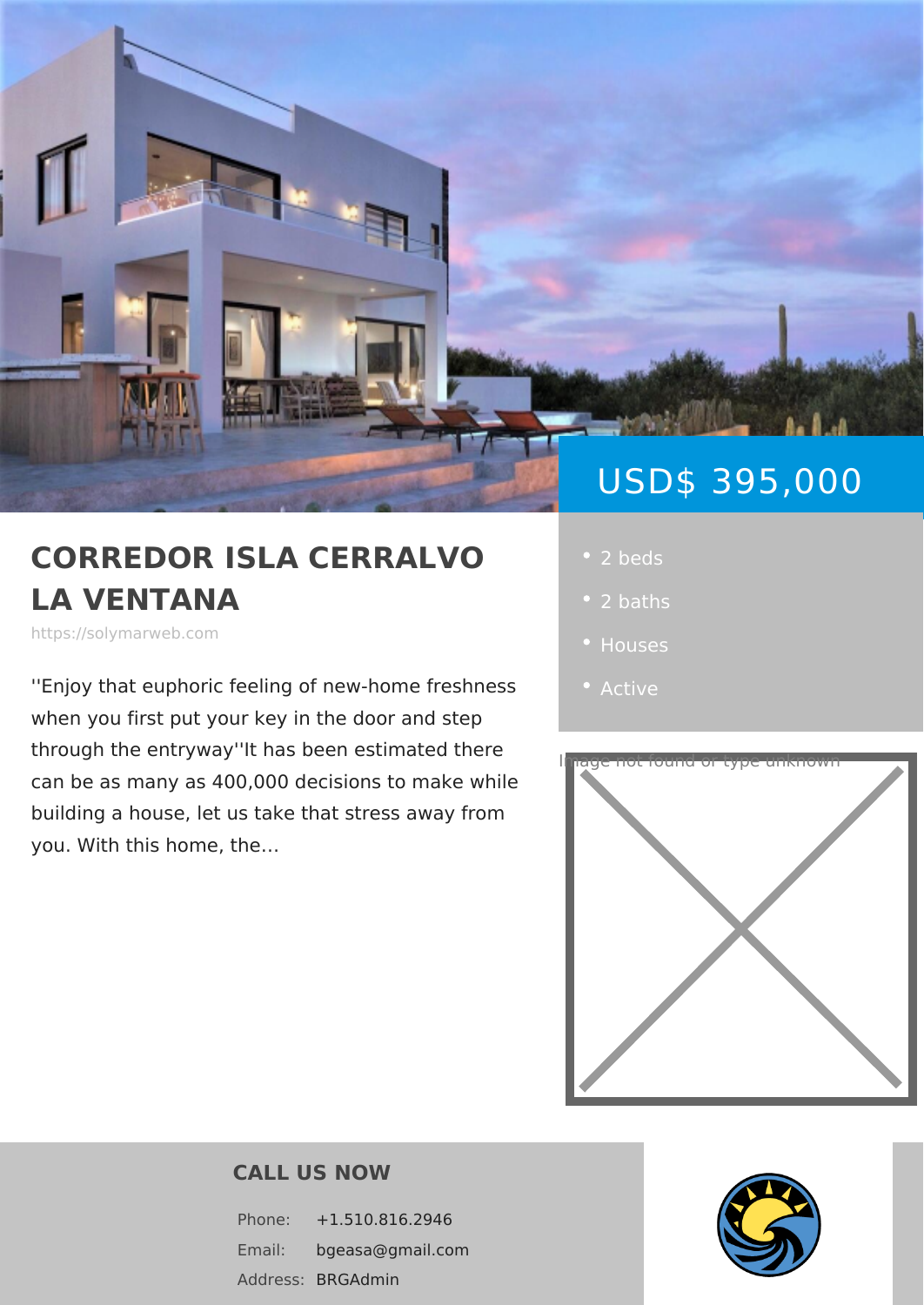# CORREDOR ISLA CERRALVO LA VENTANA

https://solymarweb.com

''Enjoy that euphoric feeling of new-home freshness when you first put your key in the door and step through the entryway''It has been estimated there can be as many as 400,000 decisions to make while building a house, let us take that stress away from you. With this home, the...

## USD$ 395,000

- 2 beds
- 2 baths
- Houses
- Active

Image not found or type unknown

## CALL US NOW

| | |
|---|---|
| Phone: | +1.510.816.2946 |
| Email: | bgeasa@gmail.com |
| Address: | BRGAdmin |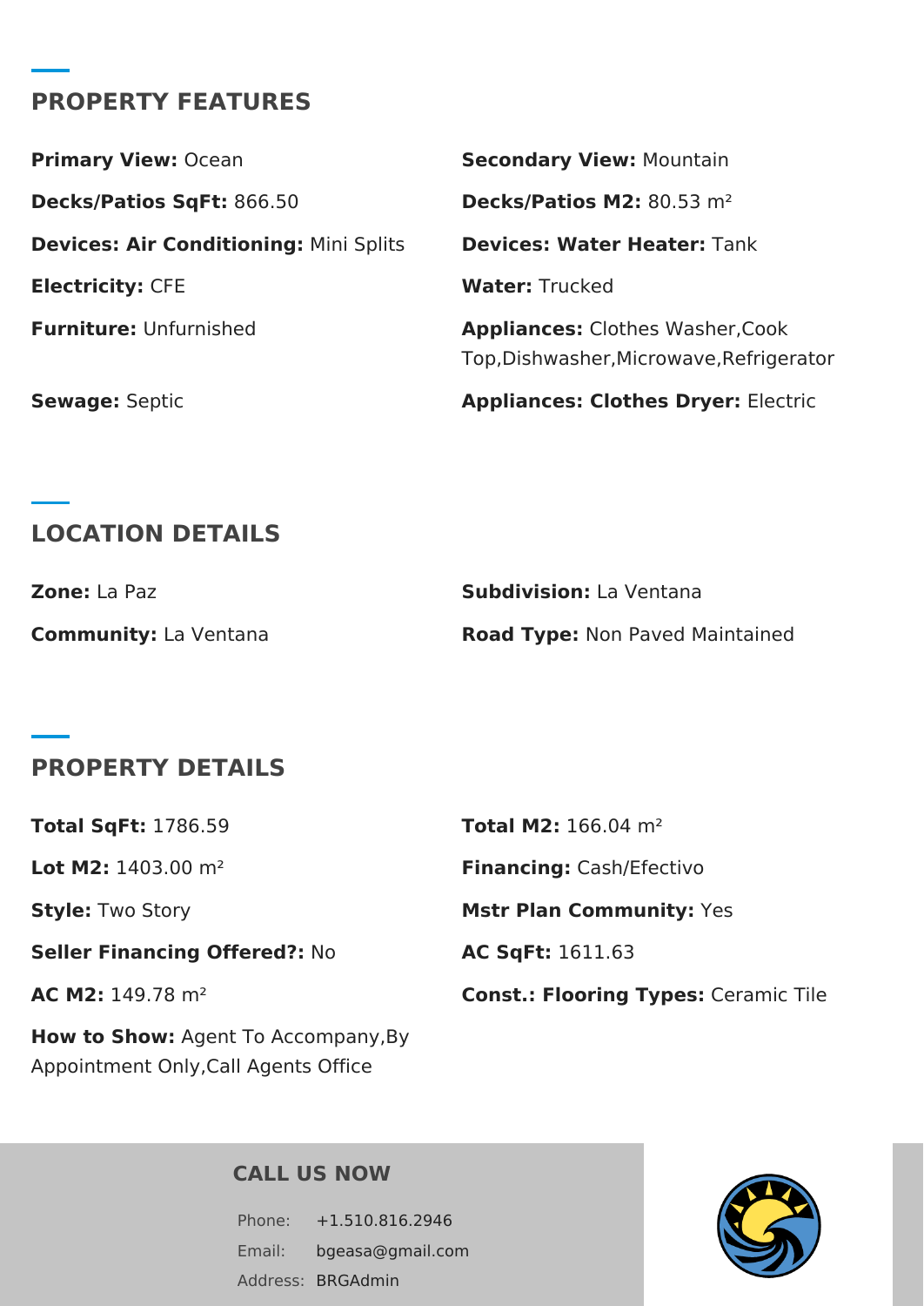## PROPERTY FEATURES

**Primary View:** Ocean

**Secondary View:** Mountain

**Decks/Patios SqFt:** 866.50

**Decks/Patios M2:** 80.53 m²

**Devices: Air Conditioning:** Mini Splits

**Devices: Water Heater:** Tank

**Electricity:** CFE

**Water:** Trucked

**Furniture:** Unfurnished

**Appliances:** Clothes Washer,Cook Top,Dishwasher,Microwave,Refrigerator

**Sewage:** Septic

**Appliances: Clothes Dryer:** Electric

## LOCATION DETAILS

**Zone:** La Paz

**Subdivision:** La Ventana

**Community:** La Ventana

**Road Type:** Non Paved Maintained

## PROPERTY DETAILS

**Total SqFt:** 1786.59

**Total M2:** 166.04 m²

**Lot M2:** 1403.00 m²

**Financing:** Cash/Efectivo

**Style:** Two Story

**Mstr Plan Community:** Yes

**Seller Financing Offered?:** No

**AC SqFt:** 1611.63

**AC M2:** 149.78 m²

**Const.: Flooring Types:** Ceramic Tile

**How to Show:** Agent To Accompany,By Appointment Only,Call Agents Office

### CALL US NOW

Phone: +1.510.816.2946

Email: bgeasa@gmail.com

Address: BRGAdmin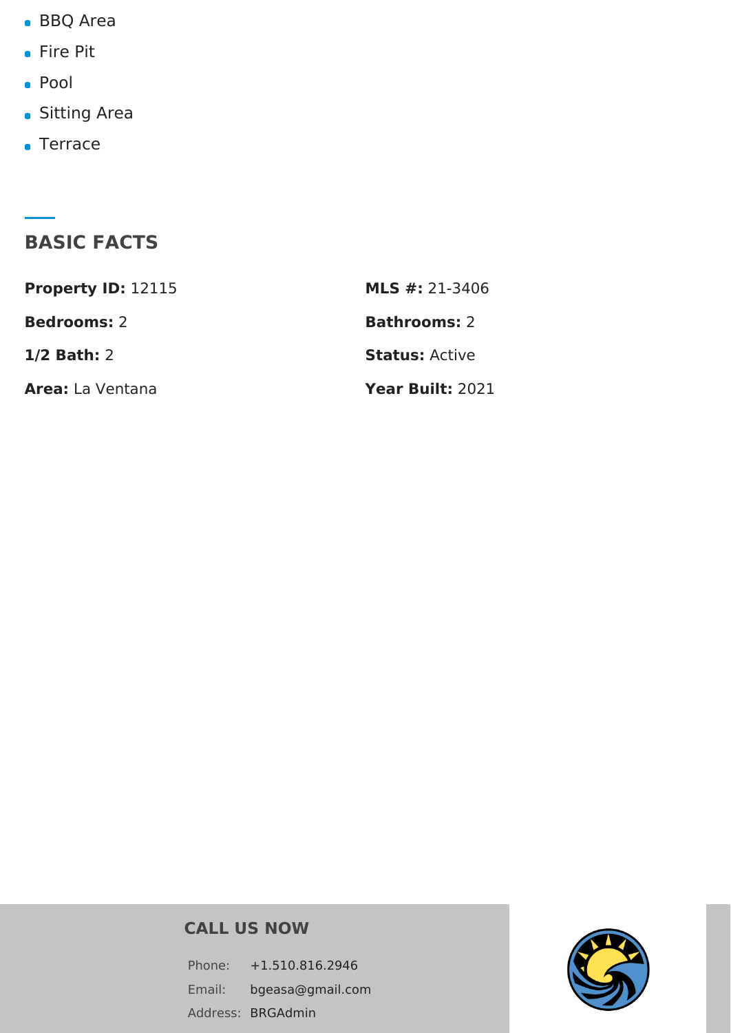- BBQ Area
- Fire Pit
- Pool
- Sitting Area
- Terrace

## BASIC FACTS

**Property ID:** 12115

**MLS #:** 21-3406

**Bedrooms:** 2

**Bathrooms:** 2

**1/2 Bath:** 2

**Status:** Active

**Area:** La Ventana

**Year Built:** 2021

### CALL US NOW

Phone: +1.510.816.2946

Email: bgeasa@gmail.com

Address: BRGAdmin